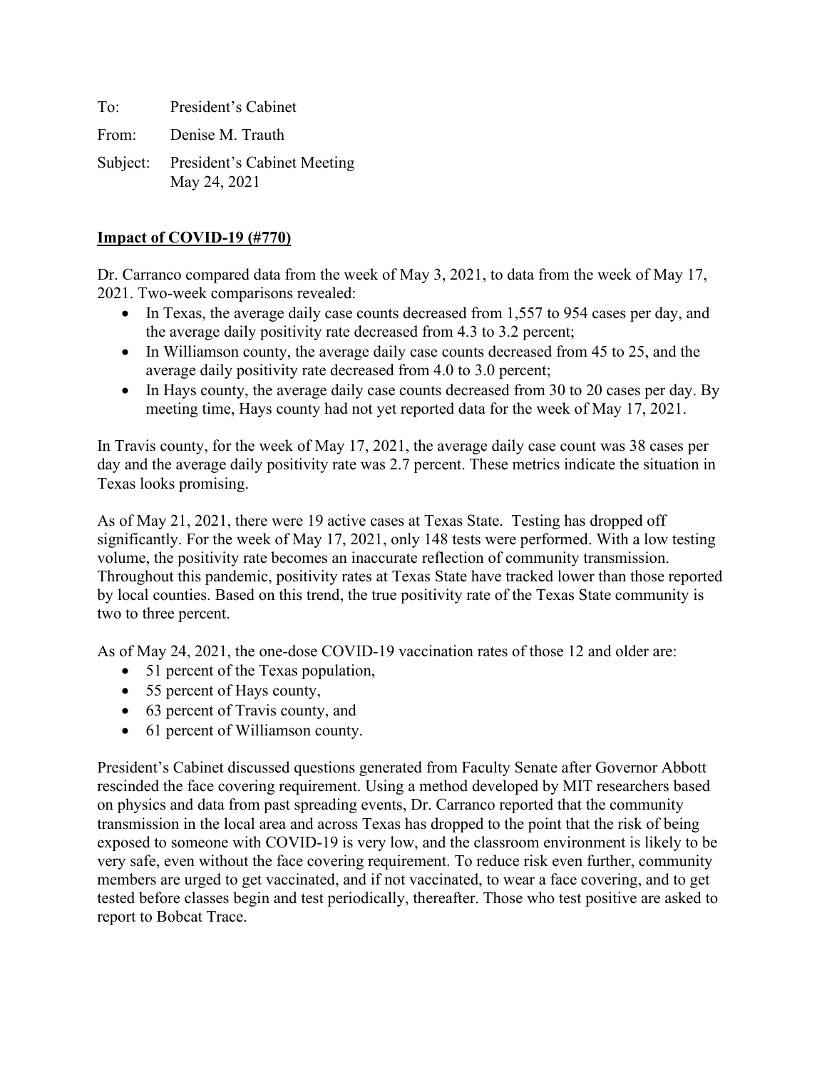To: President's Cabinet

From: Denise M. Trauth

Subject: President's Cabinet Meeting
May 24, 2021

**Impact of COVID-19 (#770)**

Dr. Carranco compared data from the week of May 3, 2021, to data from the week of May 17, 2021. Two-week comparisons revealed:

- In Texas, the average daily case counts decreased from 1,557 to 954 cases per day, and the average daily positivity rate decreased from 4.3 to 3.2 percent;
- In Williamson county, the average daily case counts decreased from 45 to 25, and the average daily positivity rate decreased from 4.0 to 3.0 percent;
- In Hays county, the average daily case counts decreased from 30 to 20 cases per day. By meeting time, Hays county had not yet reported data for the week of May 17, 2021.

In Travis county, for the week of May 17, 2021, the average daily case count was 38 cases per day and the average daily positivity rate was 2.7 percent. These metrics indicate the situation in Texas looks promising.

As of May 21, 2021, there were 19 active cases at Texas State. Testing has dropped off significantly. For the week of May 17, 2021, only 148 tests were performed. With a low testing volume, the positivity rate becomes an inaccurate reflection of community transmission. Throughout this pandemic, positivity rates at Texas State have tracked lower than those reported by local counties. Based on this trend, the true positivity rate of the Texas State community is two to three percent.

As of May 24, 2021, the one-dose COVID-19 vaccination rates of those 12 and older are:

- 51 percent of the Texas population,
- 55 percent of Hays county,
- 63 percent of Travis county, and
- 61 percent of Williamson county.

President's Cabinet discussed questions generated from Faculty Senate after Governor Abbott rescinded the face covering requirement. Using a method developed by MIT researchers based on physics and data from past spreading events, Dr. Carranco reported that the community transmission in the local area and across Texas has dropped to the point that the risk of being exposed to someone with COVID-19 is very low, and the classroom environment is likely to be very safe, even without the face covering requirement. To reduce risk even further, community members are urged to get vaccinated, and if not vaccinated, to wear a face covering, and to get tested before classes begin and test periodically, thereafter. Those who test positive are asked to report to Bobcat Trace.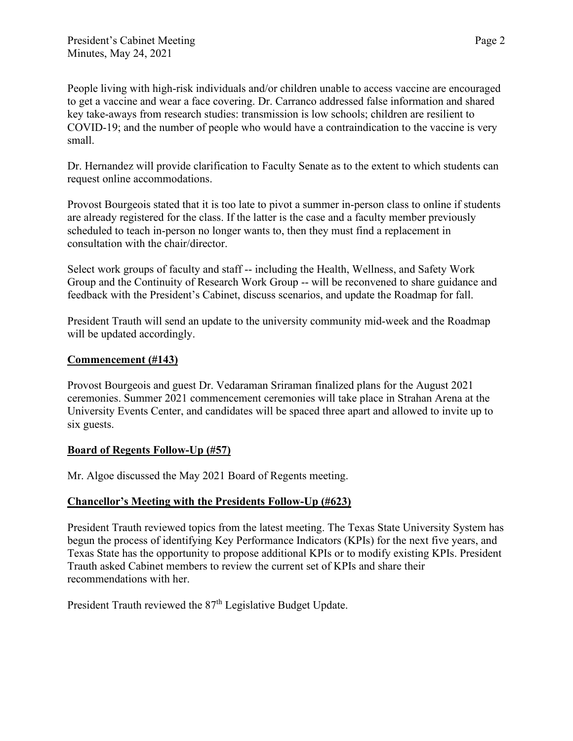People living with high-risk individuals and/or children unable to access vaccine are encouraged to get a vaccine and wear a face covering. Dr. Carranco addressed false information and shared key take-aways from research studies: transmission is low schools; children are resilient to COVID-19; and the number of people who would have a contraindication to the vaccine is very small.

Dr. Hernandez will provide clarification to Faculty Senate as to the extent to which students can request online accommodations.

Provost Bourgeois stated that it is too late to pivot a summer in-person class to online if students are already registered for the class. If the latter is the case and a faculty member previously scheduled to teach in-person no longer wants to, then they must find a replacement in consultation with the chair/director.

Select work groups of faculty and staff -- including the Health, Wellness, and Safety Work Group and the Continuity of Research Work Group -- will be reconvened to share guidance and feedback with the President's Cabinet, discuss scenarios, and update the Roadmap for fall.

President Trauth will send an update to the university community mid-week and the Roadmap will be updated accordingly.

**Commencement (#143)**

Provost Bourgeois and guest Dr. Vedaraman Sriraman finalized plans for the August 2021 ceremonies. Summer 2021 commencement ceremonies will take place in Strahan Arena at the University Events Center, and candidates will be spaced three apart and allowed to invite up to six guests.

**Board of Regents Follow-Up (#57)**

Mr. Algoe discussed the May 2021 Board of Regents meeting.

**Chancellor's Meeting with the Presidents Follow-Up (#623)**

President Trauth reviewed topics from the latest meeting. The Texas State University System has begun the process of identifying Key Performance Indicators (KPIs) for the next five years, and Texas State has the opportunity to propose additional KPIs or to modify existing KPIs. President Trauth asked Cabinet members to review the current set of KPIs and share their recommendations with her.

President Trauth reviewed the 87th Legislative Budget Update.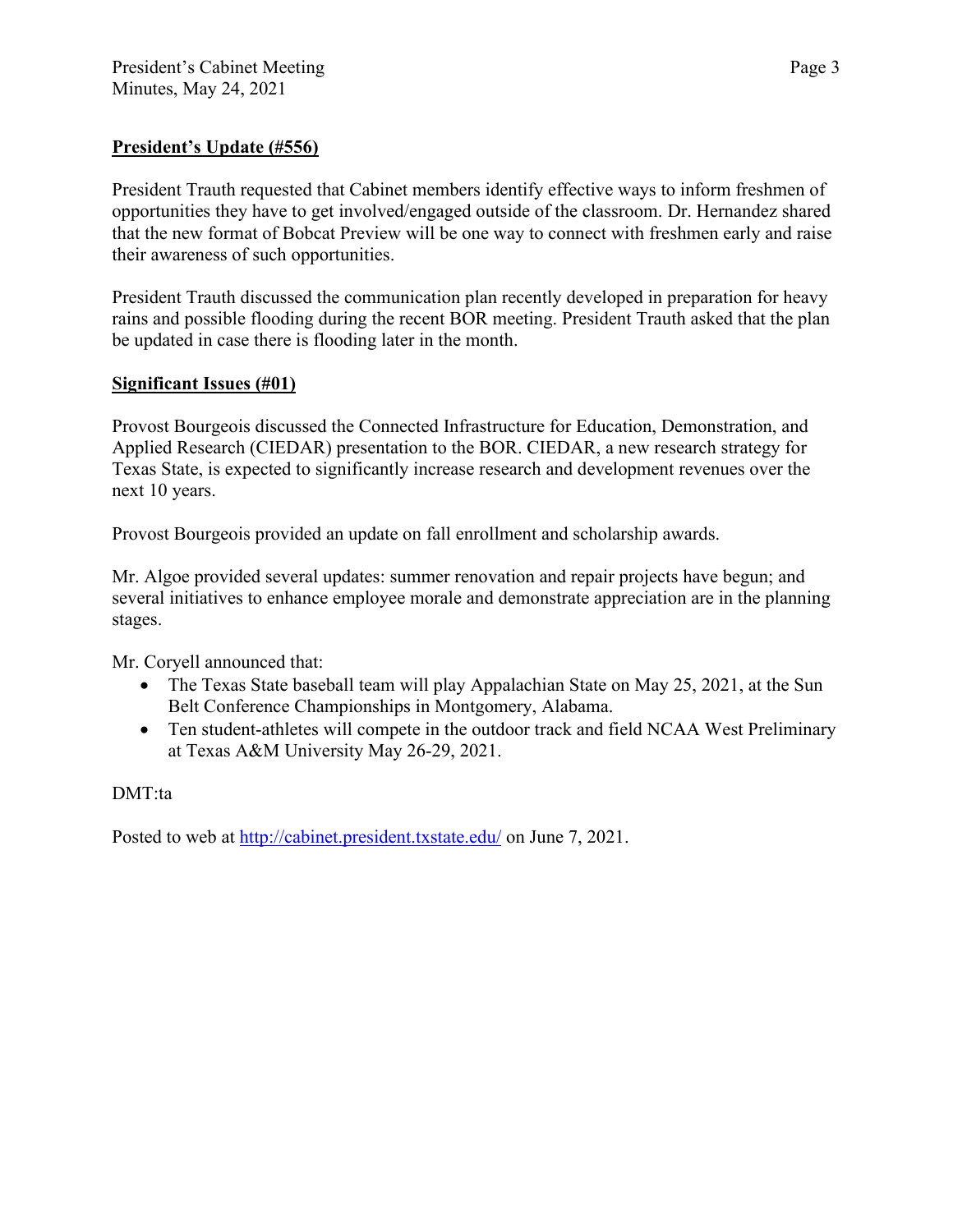**President's Update (#556)**

President Trauth requested that Cabinet members identify effective ways to inform freshmen of opportunities they have to get involved/engaged outside of the classroom. Dr. Hernandez shared that the new format of Bobcat Preview will be one way to connect with freshmen early and raise their awareness of such opportunities.

President Trauth discussed the communication plan recently developed in preparation for heavy rains and possible flooding during the recent BOR meeting. President Trauth asked that the plan be updated in case there is flooding later in the month.

**Significant Issues (#01)**

Provost Bourgeois discussed the Connected Infrastructure for Education, Demonstration, and Applied Research (CIEDAR) presentation to the BOR. CIEDAR, a new research strategy for Texas State, is expected to significantly increase research and development revenues over the next 10 years.

Provost Bourgeois provided an update on fall enrollment and scholarship awards.

Mr. Algoe provided several updates: summer renovation and repair projects have begun; and several initiatives to enhance employee morale and demonstrate appreciation are in the planning stages.

Mr. Coryell announced that:

- The Texas State baseball team will play Appalachian State on May 25, 2021, at the Sun Belt Conference Championships in Montgomery, Alabama.
- Ten student-athletes will compete in the outdoor track and field NCAA West Preliminary at Texas A&M University May 26-29, 2021.

DMT:ta

Posted to web at http://cabinet.president.txstate.edu/ on June 7, 2021.